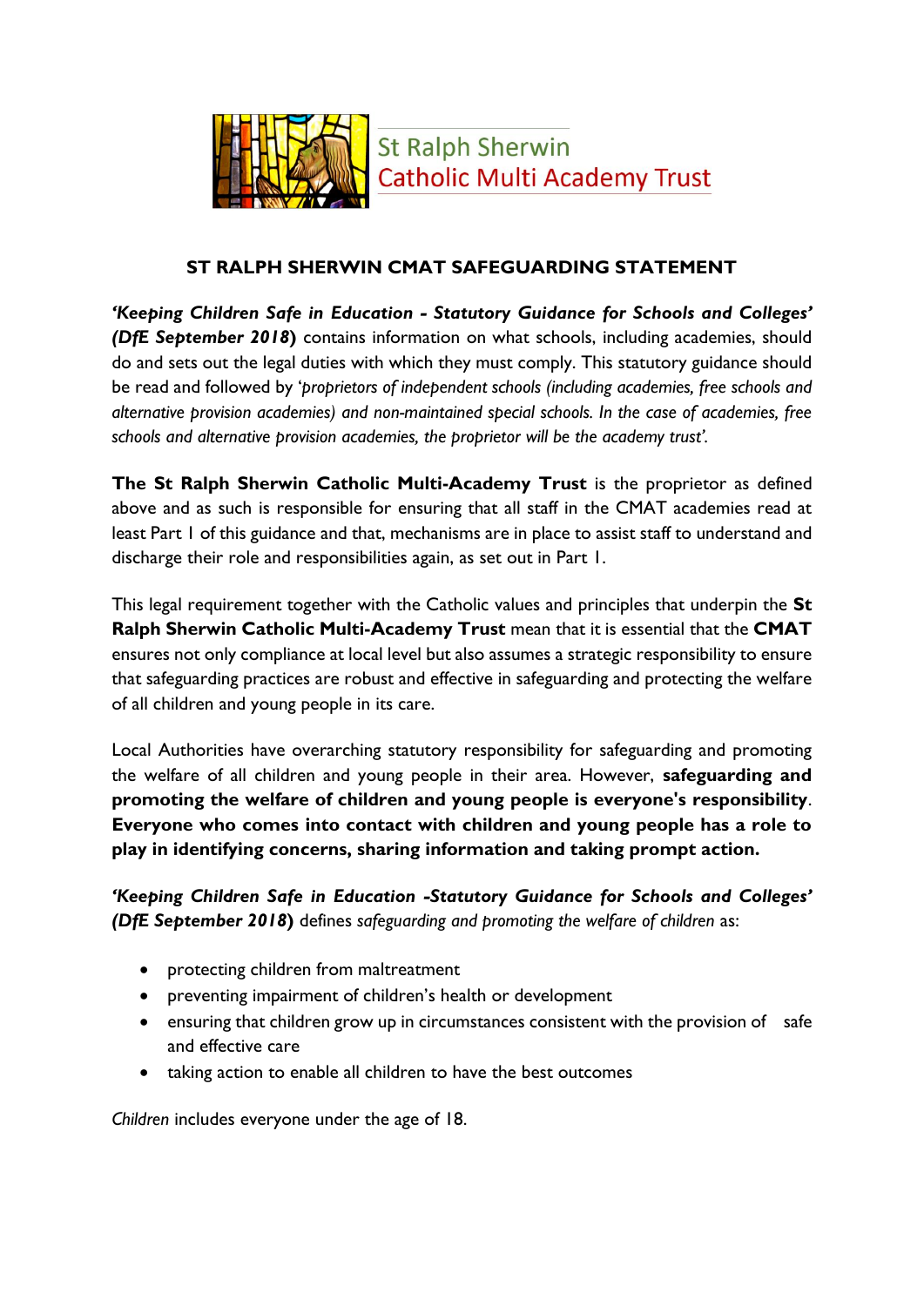St Ralph Sherwin
Catholic Multi Academy Trust

# ST RALPH SHERWIN CMAT SAFEGUARDING STATEMENT

***'Keeping Children Safe in Education - Statutory Guidance for Schools and Colleges' (DfE September 2018*)** contains information on what schools, including academies, should do and sets out the legal duties with which they must comply. This statutory guidance should be read and followed by '*proprietors of independent schools (including academies, free schools and alternative provision academies) and non-maintained special schools. In the case of academies, free schools and alternative provision academies, the proprietor will be the academy trust'.*

**The St Ralph Sherwin Catholic Multi-Academy Trust** is the proprietor as defined above and as such is responsible for ensuring that all staff in the CMAT academies read at least Part 1 of this guidance and that, mechanisms are in place to assist staff to understand and discharge their role and responsibilities again, as set out in Part 1.

This legal requirement together with the Catholic values and principles that underpin the **St Ralph Sherwin Catholic Multi-Academy Trust** mean that it is essential that the **CMAT** ensures not only compliance at local level but also assumes a strategic responsibility to ensure that safeguarding practices are robust and effective in safeguarding and protecting the welfare of all children and young people in its care.

Local Authorities have overarching statutory responsibility for safeguarding and promoting the welfare of all children and young people in their area. However, **safeguarding and promoting the welfare of children and young people is everyone's responsibility**. **Everyone who comes into contact with children and young people has a role to play in identifying concerns, sharing information and taking prompt action.**

***'Keeping Children Safe in Education -Statutory Guidance for Schools and Colleges' (DfE September 2018*)** defines *safeguarding and promoting the welfare of children* as:

- protecting children from maltreatment
- preventing impairment of children's health or development
- ensuring that children grow up in circumstances consistent with the provision of safe and effective care
- taking action to enable all children to have the best outcomes

*Children* includes everyone under the age of 18.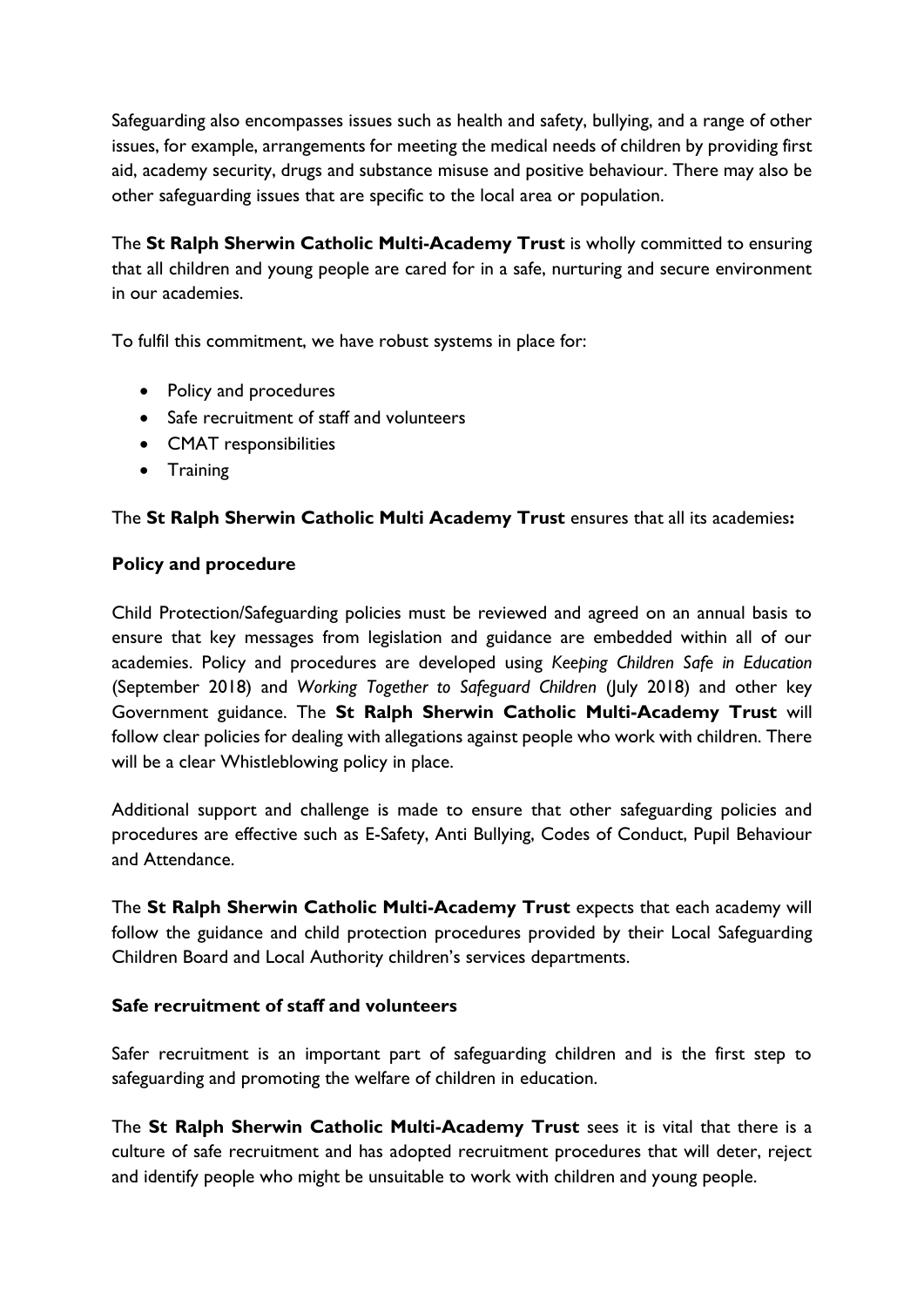Safeguarding also encompasses issues such as health and safety, bullying, and a range of other issues, for example, arrangements for meeting the medical needs of children by providing first aid, academy security, drugs and substance misuse and positive behaviour. There may also be other safeguarding issues that are specific to the local area or population.

The **St Ralph Sherwin Catholic Multi-Academy Trust** is wholly committed to ensuring that all children and young people are cared for in a safe, nurturing and secure environment in our academies.

To fulfil this commitment, we have robust systems in place for:

- Policy and procedures
- Safe recruitment of staff and volunteers
- CMAT responsibilities
- Training

The **St Ralph Sherwin Catholic Multi Academy Trust** ensures that all its academies**:**

**Policy and procedure**

Child Protection/Safeguarding policies must be reviewed and agreed on an annual basis to ensure that key messages from legislation and guidance are embedded within all of our academies. Policy and procedures are developed using *Keeping Children Safe in Education* (September 2018) and *Working Together to Safeguard Children* (July 2018) and other key Government guidance. The **St Ralph Sherwin Catholic Multi-Academy Trust** will follow clear policies for dealing with allegations against people who work with children. There will be a clear Whistleblowing policy in place.

Additional support and challenge is made to ensure that other safeguarding policies and procedures are effective such as E-Safety, Anti Bullying, Codes of Conduct, Pupil Behaviour and Attendance.

The **St Ralph Sherwin Catholic Multi-Academy Trust** expects that each academy will follow the guidance and child protection procedures provided by their Local Safeguarding Children Board and Local Authority children's services departments.

**Safe recruitment of staff and volunteers**

Safer recruitment is an important part of safeguarding children and is the first step to safeguarding and promoting the welfare of children in education.

The **St Ralph Sherwin Catholic Multi-Academy Trust** sees it is vital that there is a culture of safe recruitment and has adopted recruitment procedures that will deter, reject and identify people who might be unsuitable to work with children and young people.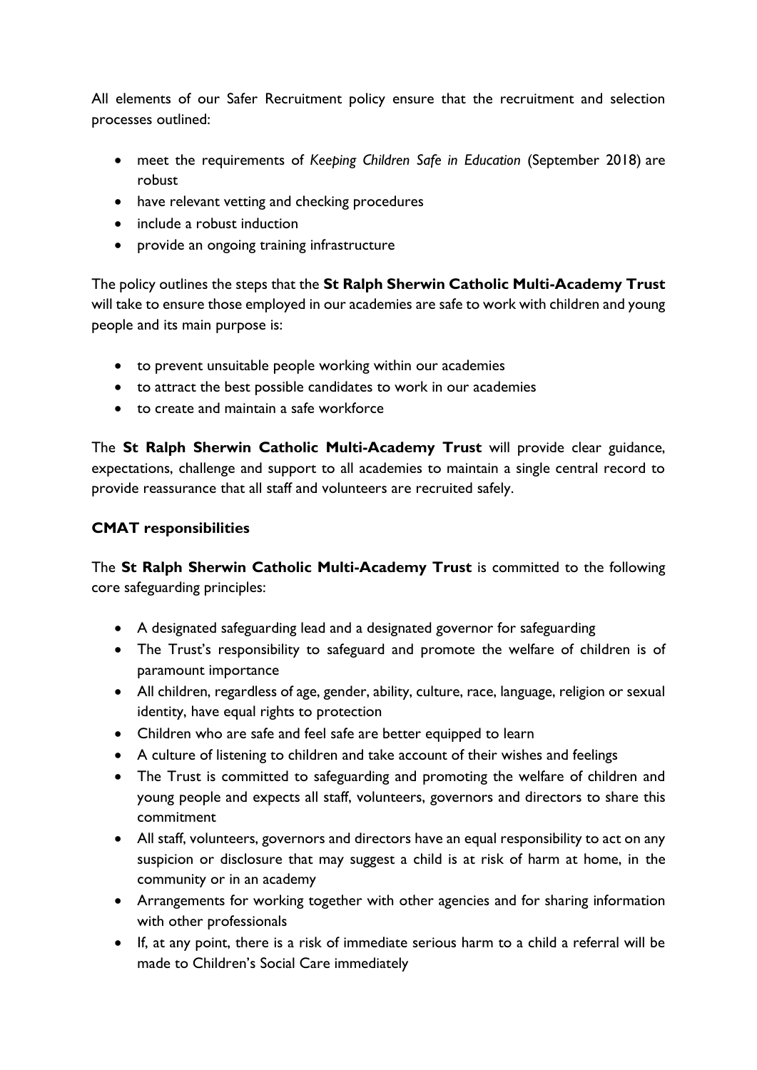All elements of our Safer Recruitment policy ensure that the recruitment and selection processes outlined:

- meet the requirements of *Keeping Children Safe in Education* (September 2018) are robust
- have relevant vetting and checking procedures
- include a robust induction
- provide an ongoing training infrastructure

The policy outlines the steps that the **St Ralph Sherwin Catholic Multi-Academy Trust** will take to ensure those employed in our academies are safe to work with children and young people and its main purpose is:

- to prevent unsuitable people working within our academies
- to attract the best possible candidates to work in our academies
- to create and maintain a safe workforce

The **St Ralph Sherwin Catholic Multi-Academy Trust** will provide clear guidance, expectations, challenge and support to all academies to maintain a single central record to provide reassurance that all staff and volunteers are recruited safely.

**CMAT responsibilities**

The **St Ralph Sherwin Catholic Multi-Academy Trust** is committed to the following core safeguarding principles:

- A designated safeguarding lead and a designated governor for safeguarding
- The Trust's responsibility to safeguard and promote the welfare of children is of paramount importance
- All children, regardless of age, gender, ability, culture, race, language, religion or sexual identity, have equal rights to protection
- Children who are safe and feel safe are better equipped to learn
- A culture of listening to children and take account of their wishes and feelings
- The Trust is committed to safeguarding and promoting the welfare of children and young people and expects all staff, volunteers, governors and directors to share this commitment
- All staff, volunteers, governors and directors have an equal responsibility to act on any suspicion or disclosure that may suggest a child is at risk of harm at home, in the community or in an academy
- Arrangements for working together with other agencies and for sharing information with other professionals
- If, at any point, there is a risk of immediate serious harm to a child a referral will be made to Children's Social Care immediately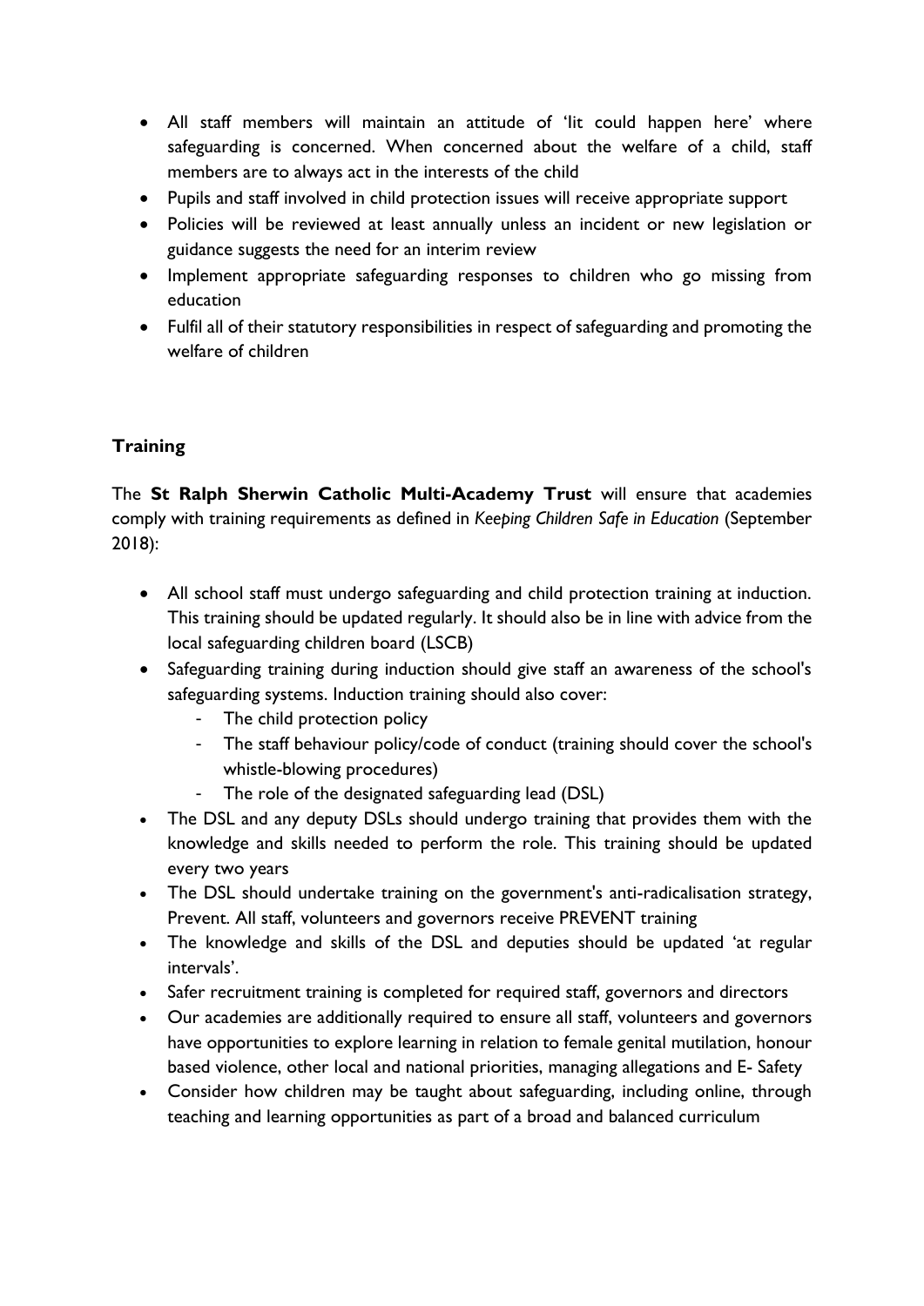- All staff members will maintain an attitude of 'Iit could happen here' where safeguarding is concerned. When concerned about the welfare of a child, staff members are to always act in the interests of the child
- Pupils and staff involved in child protection issues will receive appropriate support
- Policies will be reviewed at least annually unless an incident or new legislation or guidance suggests the need for an interim review
- Implement appropriate safeguarding responses to children who go missing from education
- Fulfil all of their statutory responsibilities in respect of safeguarding and promoting the welfare of children

**Training**

The **St Ralph Sherwin Catholic Multi-Academy Trust** will ensure that academies comply with training requirements as defined in *Keeping Children Safe in Education* (September 2018):

- All school staff must undergo safeguarding and child protection training at induction. This training should be updated regularly. It should also be in line with advice from the local safeguarding children board (LSCB)
- Safeguarding training during induction should give staff an awareness of the school's safeguarding systems. Induction training should also cover:
  - The child protection policy
  - The staff behaviour policy/code of conduct (training should cover the school's whistle-blowing procedures)
  - The role of the designated safeguarding lead (DSL)
- The DSL and any deputy DSLs should undergo training that provides them with the knowledge and skills needed to perform the role. This training should be updated every two years
- The DSL should undertake training on the government's anti-radicalisation strategy, Prevent. All staff, volunteers and governors receive PREVENT training
- The knowledge and skills of the DSL and deputies should be updated 'at regular intervals'.
- Safer recruitment training is completed for required staff, governors and directors
- Our academies are additionally required to ensure all staff, volunteers and governors have opportunities to explore learning in relation to female genital mutilation, honour based violence, other local and national priorities, managing allegations and E- Safety
- Consider how children may be taught about safeguarding, including online, through teaching and learning opportunities as part of a broad and balanced curriculum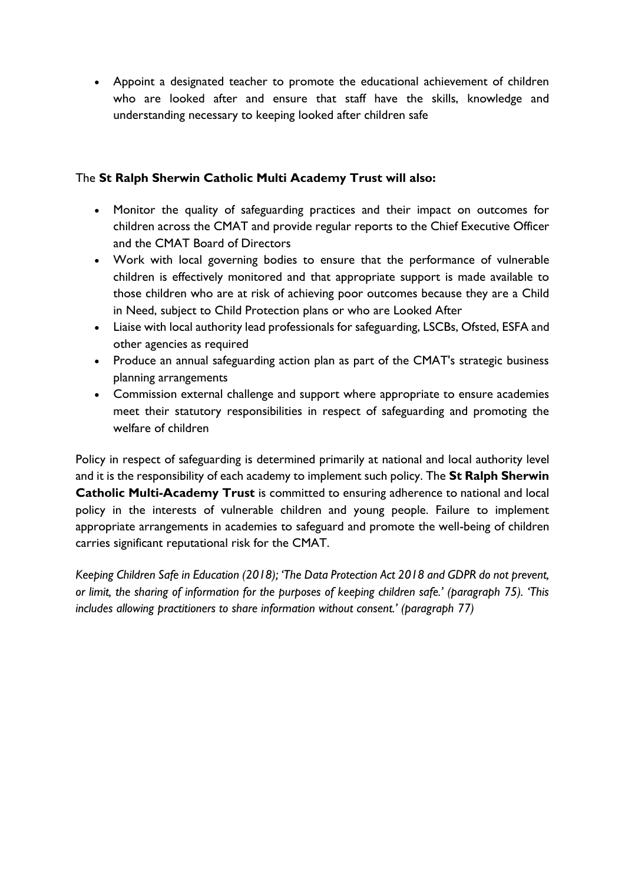- Appoint a designated teacher to promote the educational achievement of children who are looked after and ensure that staff have the skills, knowledge and understanding necessary to keeping looked after children safe

The **St Ralph Sherwin Catholic Multi Academy Trust will also:**

- Monitor the quality of safeguarding practices and their impact on outcomes for children across the CMAT and provide regular reports to the Chief Executive Officer and the CMAT Board of Directors
- Work with local governing bodies to ensure that the performance of vulnerable children is effectively monitored and that appropriate support is made available to those children who are at risk of achieving poor outcomes because they are a Child in Need, subject to Child Protection plans or who are Looked After
- Liaise with local authority lead professionals for safeguarding, LSCBs, Ofsted, ESFA and other agencies as required
- Produce an annual safeguarding action plan as part of the CMAT's strategic business planning arrangements
- Commission external challenge and support where appropriate to ensure academies meet their statutory responsibilities in respect of safeguarding and promoting the welfare of children

Policy in respect of safeguarding is determined primarily at national and local authority level and it is the responsibility of each academy to implement such policy. The **St Ralph Sherwin Catholic Multi-Academy Trust** is committed to ensuring adherence to national and local policy in the interests of vulnerable children and young people. Failure to implement appropriate arrangements in academies to safeguard and promote the well-being of children carries significant reputational risk for the CMAT.

*Keeping Children Safe in Education (2018); 'The Data Protection Act 2018 and GDPR do not prevent, or limit, the sharing of information for the purposes of keeping children safe.' (paragraph 75). 'This includes allowing practitioners to share information without consent.' (paragraph 77)*